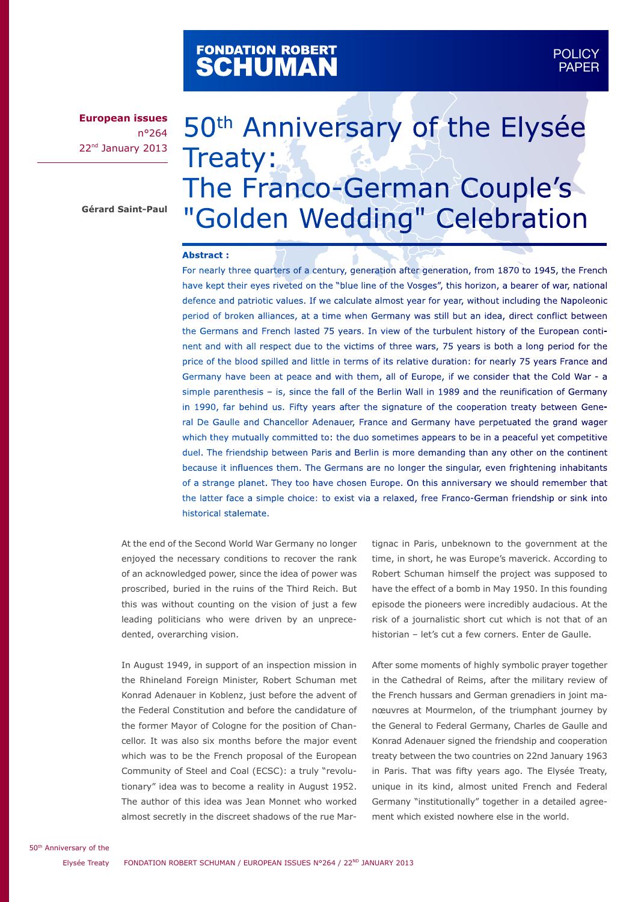**FONDATION ROBERT SCHUMAN** — POLICY PAPER

**European issues**
n°264
22nd January 2013

**Gérard Saint-Paul**

# 50th Anniversary of the Elysée Treaty: The Franco-German Couple's "Golden Wedding" Celebration

**Abstract :**

For nearly three quarters of a century, generation after generation, from 1870 to 1945, the French have kept their eyes riveted on the "blue line of the Vosges", this horizon, a bearer of war, national defence and patriotic values. If we calculate almost year for year, without including the Napoleonic period of broken alliances, at a time when Germany was still but an idea, direct conflict between the Germans and French lasted 75 years. In view of the turbulent history of the European continent and with all respect due to the victims of three wars, 75 years is both a long period for the price of the blood spilled and little in terms of its relative duration: for nearly 75 years France and Germany have been at peace and with them, all of Europe, if we consider that the Cold War - a simple parenthesis – is, since the fall of the Berlin Wall in 1989 and the reunification of Germany in 1990, far behind us. Fifty years after the signature of the cooperation treaty between General De Gaulle and Chancellor Adenauer, France and Germany have perpetuated the grand wager which they mutually committed to: the duo sometimes appears to be in a peaceful yet competitive duel. The friendship between Paris and Berlin is more demanding than any other on the continent because it influences them. The Germans are no longer the singular, even frightening inhabitants of a strange planet. They too have chosen Europe. On this anniversary we should remember that the latter face a simple choice: to exist via a relaxed, free Franco-German friendship or sink into historical stalemate.

At the end of the Second World War Germany no longer enjoyed the necessary conditions to recover the rank of an acknowledged power, since the idea of power was proscribed, buried in the ruins of the Third Reich. But this was without counting on the vision of just a few leading politicians who were driven by an unprecedented, overarching vision.

In August 1949, in support of an inspection mission in the Rhineland Foreign Minister, Robert Schuman met Konrad Adenauer in Koblenz, just before the advent of the Federal Constitution and before the candidature of the former Mayor of Cologne for the position of Chancellor. It was also six months before the major event which was to be the French proposal of the European Community of Steel and Coal (ECSC): a truly "revolutionary" idea was to become a reality in August 1952. The author of this idea was Jean Monnet who worked almost secretly in the discreet shadows of the rue Martignac in Paris, unbeknown to the government at the time, in short, he was Europe's maverick. According to Robert Schuman himself the project was supposed to have the effect of a bomb in May 1950. In this founding episode the pioneers were incredibly audacious. At the risk of a journalistic short cut which is not that of an historian – let's cut a few corners. Enter de Gaulle.

After some moments of highly symbolic prayer together in the Cathedral of Reims, after the military review of the French hussars and German grenadiers in joint manœuvres at Mourmelon, of the triumphant journey by the General to Federal Germany, Charles de Gaulle and Konrad Adenauer signed the friendship and cooperation treaty between the two countries on 22nd January 1963 in Paris. That was fifty years ago. The Elysée Treaty, unique in its kind, almost united French and Federal Germany "institutionally" together in a detailed agreement which existed nowhere else in the world.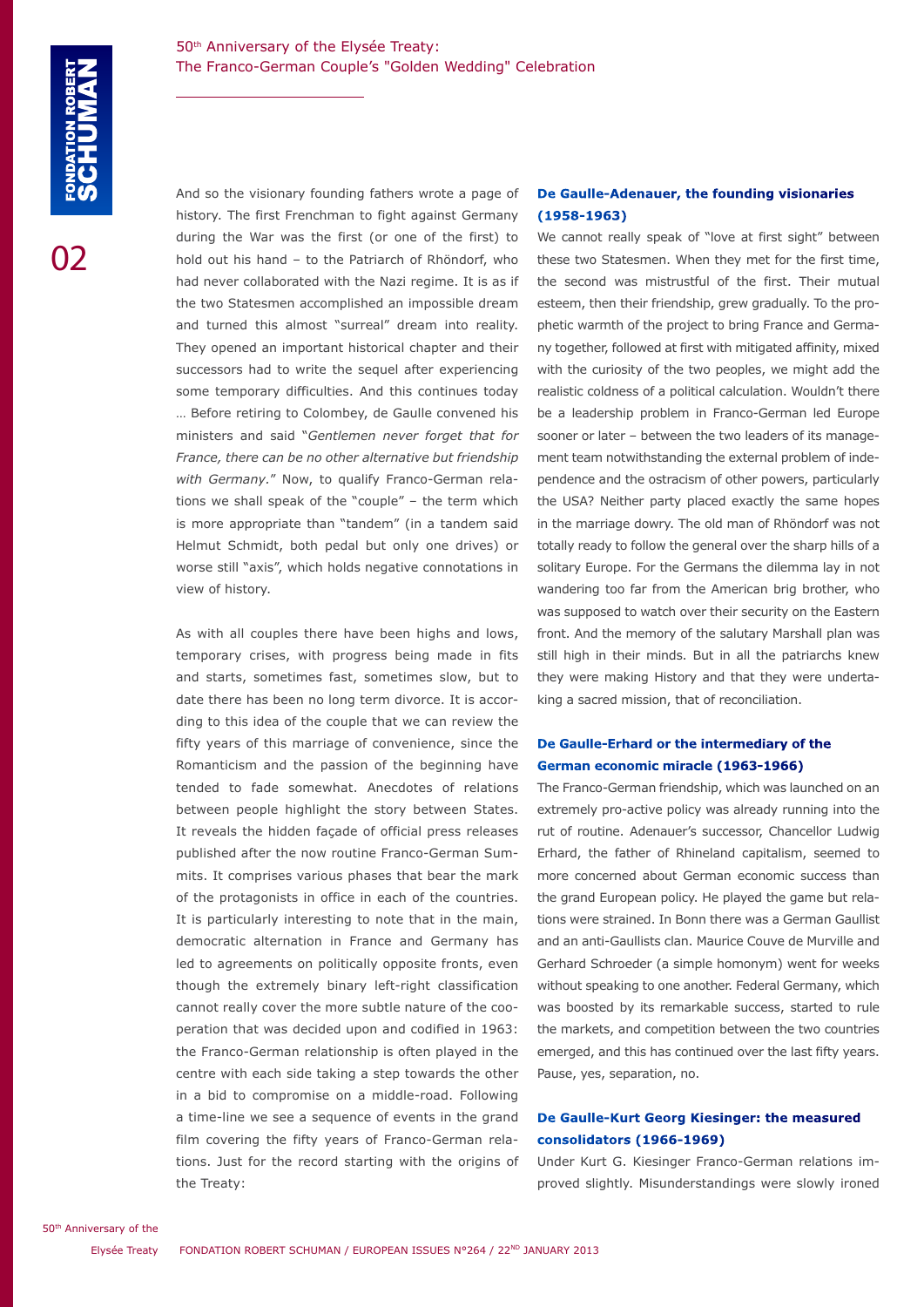And so the visionary founding fathers wrote a page of history. The first Frenchman to fight against Germany during the War was the first (or one of the first) to hold out his hand – to the Patriarch of Rhöndorf, who had never collaborated with the Nazi regime. It is as if the two Statesmen accomplished an impossible dream and turned this almost "surreal" dream into reality. They opened an important historical chapter and their successors had to write the sequel after experiencing some temporary difficulties. And this continues today … Before retiring to Colombey, de Gaulle convened his ministers and said "*Gentlemen never forget that for France, there can be no other alternative but friendship with Germany*." Now, to qualify Franco-German relations we shall speak of the "couple" – the term which is more appropriate than "tandem" (in a tandem said Helmut Schmidt, both pedal but only one drives) or worse still "axis", which holds negative connotations in view of history.

As with all couples there have been highs and lows, temporary crises, with progress being made in fits and starts, sometimes fast, sometimes slow, but to date there has been no long term divorce. It is according to this idea of the couple that we can review the fifty years of this marriage of convenience, since the Romanticism and the passion of the beginning have tended to fade somewhat. Anecdotes of relations between people highlight the story between States. It reveals the hidden façade of official press releases published after the now routine Franco-German Summits. It comprises various phases that bear the mark of the protagonists in office in each of the countries. It is particularly interesting to note that in the main, democratic alternation in France and Germany has led to agreements on politically opposite fronts, even though the extremely binary left-right classification cannot really cover the more subtle nature of the cooperation that was decided upon and codified in 1963: the Franco-German relationship is often played in the centre with each side taking a step towards the other in a bid to compromise on a middle-road. Following a time-line we see a sequence of events in the grand film covering the fifty years of Franco-German relations. Just for the record starting with the origins of the Treaty:

### De Gaulle-Adenauer, the founding visionaries (1958-1963)

We cannot really speak of "love at first sight" between these two Statesmen. When they met for the first time, the second was mistrustful of the first. Their mutual esteem, then their friendship, grew gradually. To the prophetic warmth of the project to bring France and Germany together, followed at first with mitigated affinity, mixed with the curiosity of the two peoples, we might add the realistic coldness of a political calculation. Wouldn't there be a leadership problem in Franco-German led Europe sooner or later – between the two leaders of its management team notwithstanding the external problem of independence and the ostracism of other powers, particularly the USA? Neither party placed exactly the same hopes in the marriage dowry. The old man of Rhöndorf was not totally ready to follow the general over the sharp hills of a solitary Europe. For the Germans the dilemma lay in not wandering too far from the American brig brother, who was supposed to watch over their security on the Eastern front. And the memory of the salutary Marshall plan was still high in their minds. But in all the patriarchs knew they were making History and that they were undertaking a sacred mission, that of reconciliation.

### De Gaulle-Erhard or the intermediary of the German economic miracle (1963-1966)

The Franco-German friendship, which was launched on an extremely pro-active policy was already running into the rut of routine. Adenauer's successor, Chancellor Ludwig Erhard, the father of Rhineland capitalism, seemed to more concerned about German economic success than the grand European policy. He played the game but relations were strained. In Bonn there was a German Gaullist and an anti-Gaullists clan. Maurice Couve de Murville and Gerhard Schroeder (a simple homonym) went for weeks without speaking to one another. Federal Germany, which was boosted by its remarkable success, started to rule the markets, and competition between the two countries emerged, and this has continued over the last fifty years. Pause, yes, separation, no.

### De Gaulle-Kurt Georg Kiesinger: the measured consolidators (1966-1969)

Under Kurt G. Kiesinger Franco-German relations improved slightly. Misunderstandings were slowly ironed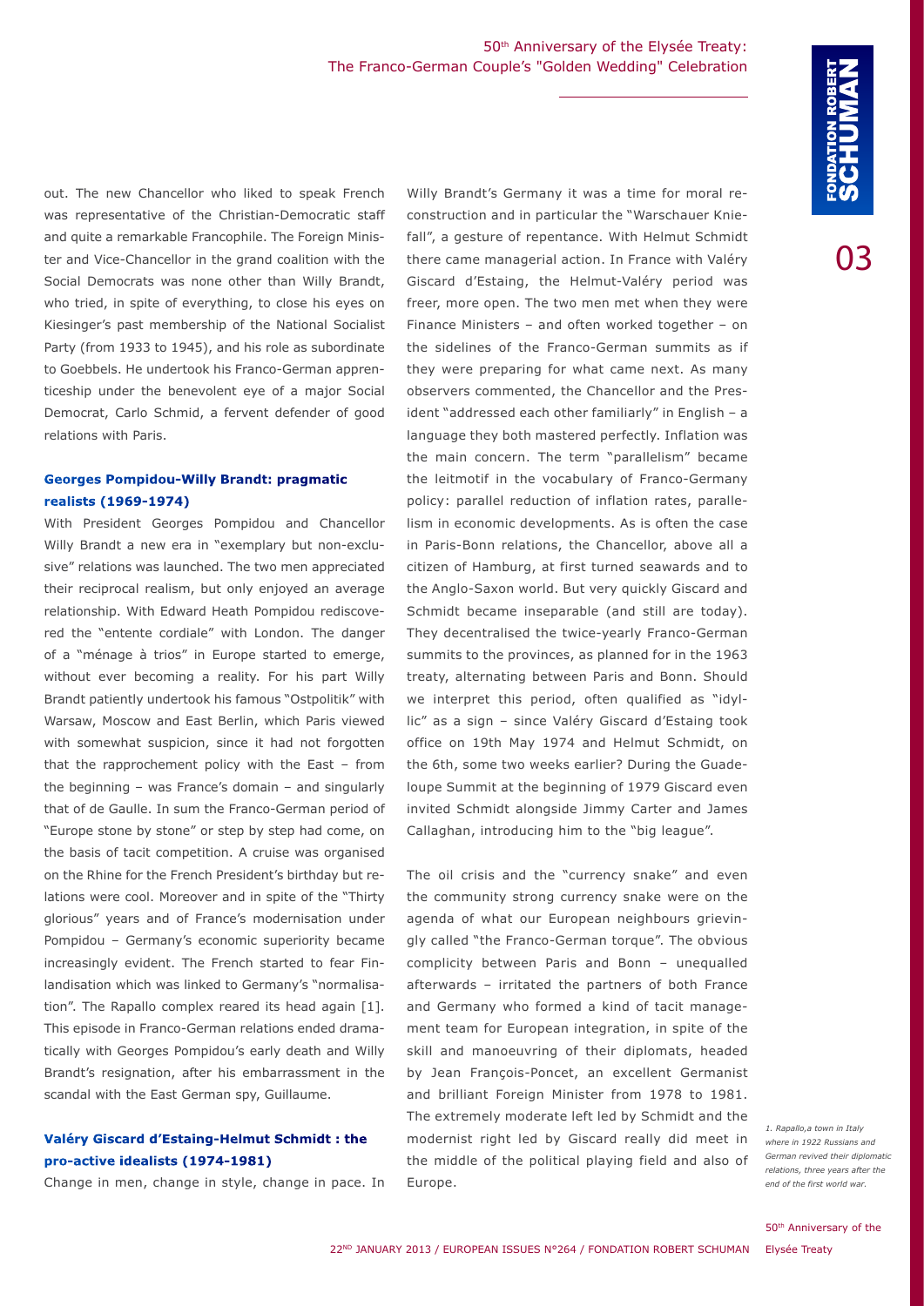out. The new Chancellor who liked to speak French was representative of the Christian-Democratic staff and quite a remarkable Francophile. The Foreign Minister and Vice-Chancellor in the grand coalition with the Social Democrats was none other than Willy Brandt, who tried, in spite of everything, to close his eyes on Kiesinger's past membership of the National Socialist Party (from 1933 to 1945), and his role as subordinate to Goebbels. He undertook his Franco-German apprenticeship under the benevolent eye of a major Social Democrat, Carlo Schmid, a fervent defender of good relations with Paris.

### Georges Pompidou-Willy Brandt: pragmatic realists (1969-1974)

With President Georges Pompidou and Chancellor Willy Brandt a new era in "exemplary but non-exclusive" relations was launched. The two men appreciated their reciprocal realism, but only enjoyed an average relationship. With Edward Heath Pompidou rediscovered the "entente cordiale" with London. The danger of a "ménage à trios" in Europe started to emerge, without ever becoming a reality. For his part Willy Brandt patiently undertook his famous "Ostpolitik" with Warsaw, Moscow and East Berlin, which Paris viewed with somewhat suspicion, since it had not forgotten that the rapprochement policy with the East – from the beginning – was France's domain – and singularly that of de Gaulle. In sum the Franco-German period of "Europe stone by stone" or step by step had come, on the basis of tacit competition. A cruise was organised on the Rhine for the French President's birthday but relations were cool. Moreover and in spite of the "Thirty glorious" years and of France's modernisation under Pompidou – Germany's economic superiority became increasingly evident. The French started to fear Finlandisation which was linked to Germany's "normalisation". The Rapallo complex reared its head again [1]. This episode in Franco-German relations ended dramatically with Georges Pompidou's early death and Willy Brandt's resignation, after his embarrassment in the scandal with the East German spy, Guillaume.

### Valéry Giscard d'Estaing-Helmut Schmidt : the pro-active idealists (1974-1981)

Change in men, change in style, change in pace. In Willy Brandt's Germany it was a time for moral reconstruction and in particular the "Warschauer Kniefall", a gesture of repentance. With Helmut Schmidt there came managerial action. In France with Valéry Giscard d'Estaing, the Helmut-Valéry period was freer, more open. The two men met when they were Finance Ministers – and often worked together – on the sidelines of the Franco-German summits as if they were preparing for what came next. As many observers commented, the Chancellor and the President "addressed each other familiarly" in English – a language they both mastered perfectly. Inflation was the main concern. The term "parallelism" became the leitmotif in the vocabulary of Franco-Germany policy: parallel reduction of inflation rates, parallelism in economic developments. As is often the case in Paris-Bonn relations, the Chancellor, above all a citizen of Hamburg, at first turned seawards and to the Anglo-Saxon world. But very quickly Giscard and Schmidt became inseparable (and still are today). They decentralised the twice-yearly Franco-German summits to the provinces, as planned for in the 1963 treaty, alternating between Paris and Bonn. Should we interpret this period, often qualified as "idyllic" as a sign – since Valéry Giscard d'Estaing took office on 19th May 1974 and Helmut Schmidt, on the 6th, some two weeks earlier? During the Guadeloupe Summit at the beginning of 1979 Giscard even invited Schmidt alongside Jimmy Carter and James Callaghan, introducing him to the "big league".

The oil crisis and the "currency snake" and even the community strong currency snake were on the agenda of what our European neighbours grievingly called "the Franco-German torque". The obvious complicity between Paris and Bonn – unequalled afterwards – irritated the partners of both France and Germany who formed a kind of tacit management team for European integration, in spite of the skill and manoeuvring of their diplomats, headed by Jean François-Poncet, an excellent Germanist and brilliant Foreign Minister from 1978 to 1981. The extremely moderate left led by Schmidt and the modernist right led by Giscard really did meet in the middle of the political playing field and also of Europe.

*1. Rapallo,a town in Italy where in 1922 Russians and German revived their diplomatic relations, three years after the end of the first world war.*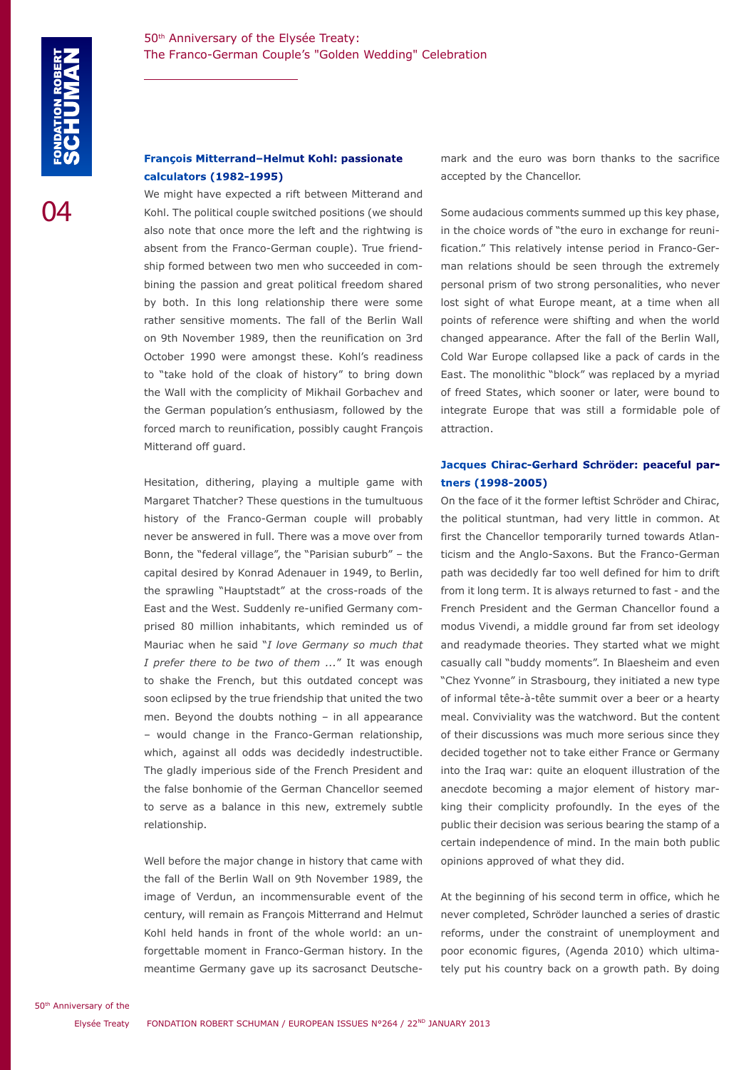### François Mitterrand–Helmut Kohl: passionate calculators (1982-1995)

We might have expected a rift between Mitterand and Kohl. The political couple switched positions (we should also note that once more the left and the rightwing is absent from the Franco-German couple). True friendship formed between two men who succeeded in combining the passion and great political freedom shared by both. In this long relationship there were some rather sensitive moments. The fall of the Berlin Wall on 9th November 1989, then the reunification on 3rd October 1990 were amongst these. Kohl's readiness to "take hold of the cloak of history" to bring down the Wall with the complicity of Mikhail Gorbachev and the German population's enthusiasm, followed by the forced march to reunification, possibly caught François Mitterand off guard.

Hesitation, dithering, playing a multiple game with Margaret Thatcher? These questions in the tumultuous history of the Franco-German couple will probably never be answered in full. There was a move over from Bonn, the "federal village", the "Parisian suburb" – the capital desired by Konrad Adenauer in 1949, to Berlin, the sprawling "Hauptstadt" at the cross-roads of the East and the West. Suddenly re-unified Germany comprised 80 million inhabitants, which reminded us of Mauriac when he said "*I love Germany so much that I prefer there to be two of them ...*" It was enough to shake the French, but this outdated concept was soon eclipsed by the true friendship that united the two men. Beyond the doubts nothing – in all appearance – would change in the Franco-German relationship, which, against all odds was decidedly indestructible. The gladly imperious side of the French President and the false bonhomie of the German Chancellor seemed to serve as a balance in this new, extremely subtle relationship.

Well before the major change in history that came with the fall of the Berlin Wall on 9th November 1989, the image of Verdun, an incommensurable event of the century, will remain as François Mitterrand and Helmut Kohl held hands in front of the whole world: an unforgettable moment in Franco-German history. In the meantime Germany gave up its sacrosanct Deutschemark and the euro was born thanks to the sacrifice accepted by the Chancellor.

Some audacious comments summed up this key phase, in the choice words of "the euro in exchange for reunification." This relatively intense period in Franco-German relations should be seen through the extremely personal prism of two strong personalities, who never lost sight of what Europe meant, at a time when all points of reference were shifting and when the world changed appearance. After the fall of the Berlin Wall, Cold War Europe collapsed like a pack of cards in the East. The monolithic "block" was replaced by a myriad of freed States, which sooner or later, were bound to integrate Europe that was still a formidable pole of attraction.

### Jacques Chirac-Gerhard Schröder: peaceful partners (1998-2005)

On the face of it the former leftist Schröder and Chirac, the political stuntman, had very little in common. At first the Chancellor temporarily turned towards Atlanticism and the Anglo-Saxons. But the Franco-German path was decidedly far too well defined for him to drift from it long term. It is always returned to fast - and the French President and the German Chancellor found a modus Vivendi, a middle ground far from set ideology and readymade theories. They started what we might casually call "buddy moments". In Blaesheim and even "Chez Yvonne" in Strasbourg, they initiated a new type of informal tête-à-tête summit over a beer or a hearty meal. Conviviality was the watchword. But the content of their discussions was much more serious since they decided together not to take either France or Germany into the Iraq war: quite an eloquent illustration of the anecdote becoming a major element of history marking their complicity profoundly. In the eyes of the public their decision was serious bearing the stamp of a certain independence of mind. In the main both public opinions approved of what they did.

At the beginning of his second term in office, which he never completed, Schröder launched a series of drastic reforms, under the constraint of unemployment and poor economic figures, (Agenda 2010) which ultimately put his country back on a growth path. By doing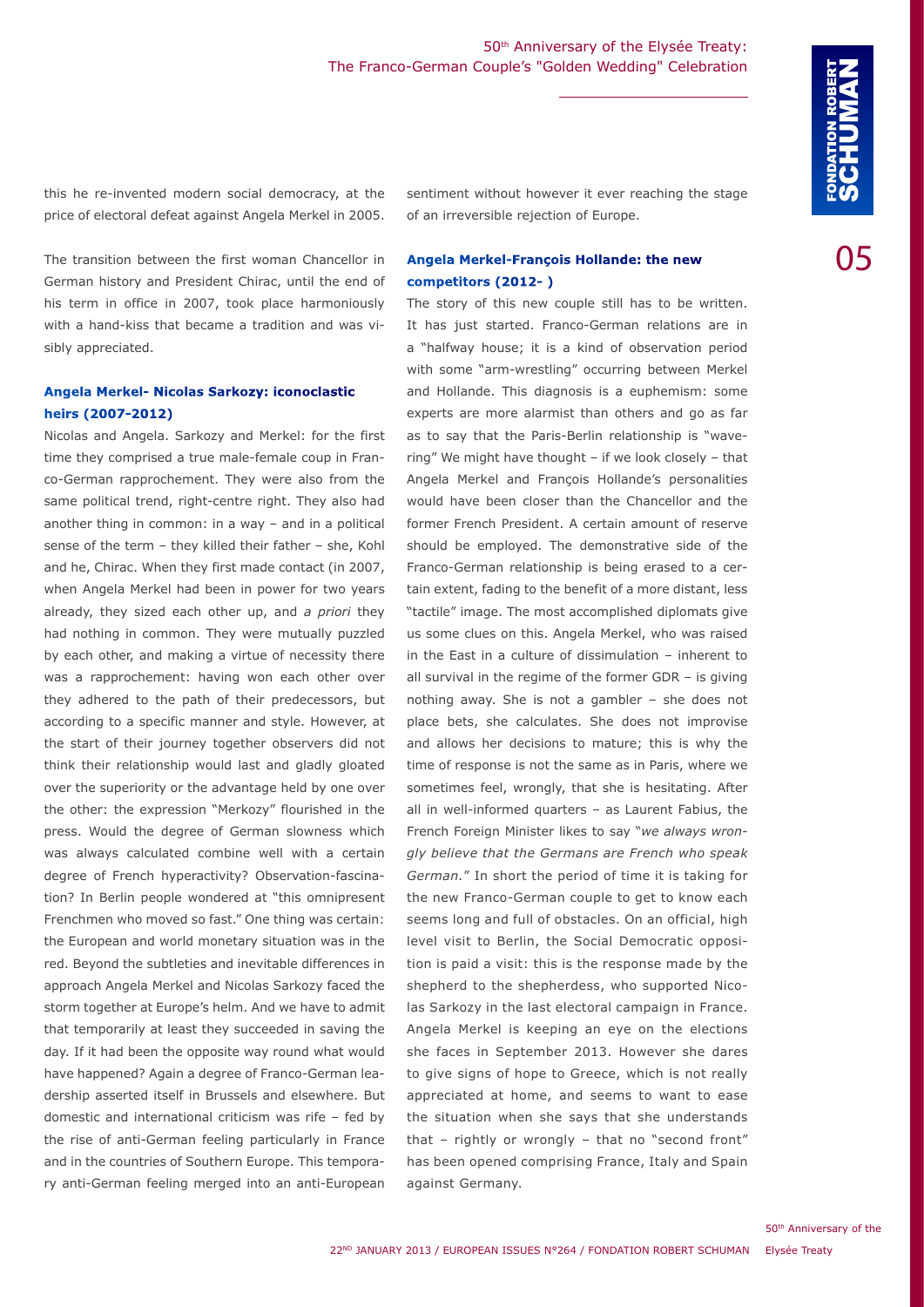this he re-invented modern social democracy, at the price of electoral defeat against Angela Merkel in 2005.

The transition between the first woman Chancellor in German history and President Chirac, until the end of his term in office in 2007, took place harmoniously with a hand-kiss that became a tradition and was visibly appreciated.

### Angela Merkel- Nicolas Sarkozy: iconoclastic heirs (2007-2012)

Nicolas and Angela. Sarkozy and Merkel: for the first time they comprised a true male-female coup in Franco-German rapprochement. They were also from the same political trend, right-centre right. They also had another thing in common: in a way – and in a political sense of the term – they killed their father – she, Kohl and he, Chirac. When they first made contact (in 2007, when Angela Merkel had been in power for two years already, they sized each other up, and *a priori* they had nothing in common. They were mutually puzzled by each other, and making a virtue of necessity there was a rapprochement: having won each other over they adhered to the path of their predecessors, but according to a specific manner and style. However, at the start of their journey together observers did not think their relationship would last and gladly gloated over the superiority or the advantage held by one over the other: the expression "Merkozy" flourished in the press. Would the degree of German slowness which was always calculated combine well with a certain degree of French hyperactivity? Observation-fascination? In Berlin people wondered at "this omnipresent Frenchmen who moved so fast." One thing was certain: the European and world monetary situation was in the red. Beyond the subtleties and inevitable differences in approach Angela Merkel and Nicolas Sarkozy faced the storm together at Europe's helm. And we have to admit that temporarily at least they succeeded in saving the day. If it had been the opposite way round what would have happened? Again a degree of Franco-German leadership asserted itself in Brussels and elsewhere. But domestic and international criticism was rife – fed by the rise of anti-German feeling particularly in France and in the countries of Southern Europe. This temporary anti-German feeling merged into an anti-European sentiment without however it ever reaching the stage of an irreversible rejection of Europe.

### Angela Merkel-François Hollande: the new competitors (2012- )

The story of this new couple still has to be written. It has just started. Franco-German relations are in a "halfway house; it is a kind of observation period with some "arm-wrestling" occurring between Merkel and Hollande. This diagnosis is a euphemism: some experts are more alarmist than others and go as far as to say that the Paris-Berlin relationship is "wavering" We might have thought – if we look closely – that Angela Merkel and François Hollande's personalities would have been closer than the Chancellor and the former French President. A certain amount of reserve should be employed. The demonstrative side of the Franco-German relationship is being erased to a certain extent, fading to the benefit of a more distant, less "tactile" image. The most accomplished diplomats give us some clues on this. Angela Merkel, who was raised in the East in a culture of dissimulation – inherent to all survival in the regime of the former GDR – is giving nothing away. She is not a gambler – she does not place bets, she calculates. She does not improvise and allows her decisions to mature; this is why the time of response is not the same as in Paris, where we sometimes feel, wrongly, that she is hesitating. After all in well-informed quarters – as Laurent Fabius, the French Foreign Minister likes to say "*we always wrongly believe that the Germans are French who speak German.*" In short the period of time it is taking for the new Franco-German couple to get to know each seems long and full of obstacles. On an official, high level visit to Berlin, the Social Democratic opposition is paid a visit: this is the response made by the shepherd to the shepherdess, who supported Nicolas Sarkozy in the last electoral campaign in France. Angela Merkel is keeping an eye on the elections she faces in September 2013. However she dares to give signs of hope to Greece, which is not really appreciated at home, and seems to want to ease the situation when she says that she understands that – rightly or wrongly – that no "second front" has been opened comprising France, Italy and Spain against Germany.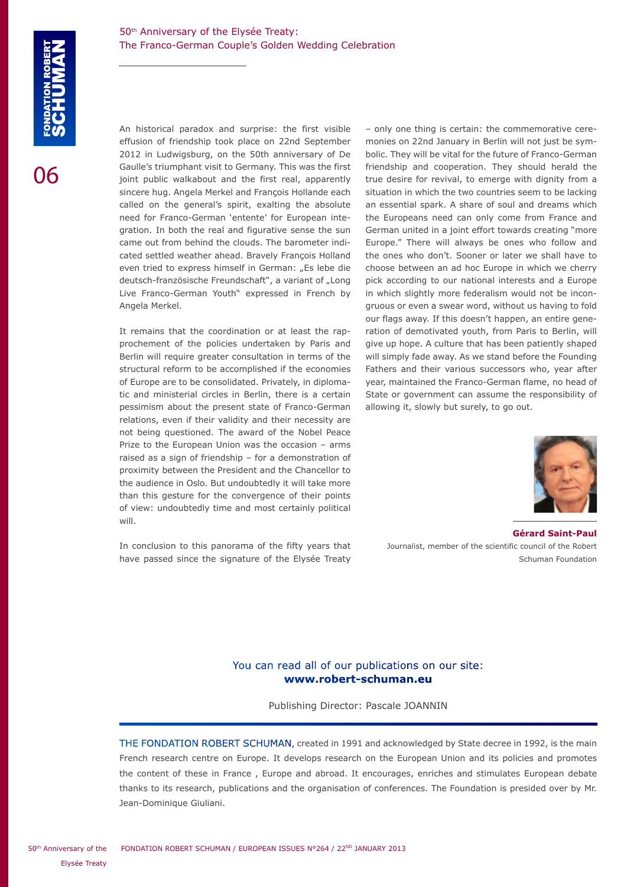An historical paradox and surprise: the first visible effusion of friendship took place on 22nd September 2012 in Ludwigsburg, on the 50th anniversary of De Gaulle's triumphant visit to Germany. This was the first joint public walkabout and the first real, apparently sincere hug. Angela Merkel and François Hollande each called on the general's spirit, exalting the absolute need for Franco-German 'entente' for European integration. In both the real and figurative sense the sun came out from behind the clouds. The barometer indicated settled weather ahead. Bravely François Holland even tried to express himself in German: „Es lebe die deutsch-französische Freundschaft", a variant of „Long Live Franco-German Youth" expressed in French by Angela Merkel.

It remains that the coordination or at least the rapprochement of the policies undertaken by Paris and Berlin will require greater consultation in terms of the structural reform to be accomplished if the economies of Europe are to be consolidated. Privately, in diplomatic and ministerial circles in Berlin, there is a certain pessimism about the present state of Franco-German relations, even if their validity and their necessity are not being questioned. The award of the Nobel Peace Prize to the European Union was the occasion – arms raised as a sign of friendship – for a demonstration of proximity between the President and the Chancellor to the audience in Oslo. But undoubtedly it will take more than this gesture for the convergence of their points of view: undoubtedly time and most certainly political will.

In conclusion to this panorama of the fifty years that have passed since the signature of the Elysée Treaty – only one thing is certain: the commemorative ceremonies on 22nd January in Berlin will not just be symbolic. They will be vital for the future of Franco-German friendship and cooperation. They should herald the true desire for revival, to emerge with dignity from a situation in which the two countries seem to be lacking an essential spark. A share of soul and dreams which the Europeans need can only come from France and German united in a joint effort towards creating "more Europe." There will always be ones who follow and the ones who don't. Sooner or later we shall have to choose between an ad hoc Europe in which we cherry pick according to our national interests and a Europe in which slightly more federalism would not be incongruous or even a swear word, without us having to fold our flags away. If this doesn't happen, an entire generation of demotivated youth, from Paris to Berlin, will give up hope. A culture that has been patiently shaped will simply fade away. As we stand before the Founding Fathers and their various successors who, year after year, maintained the Franco-German flame, no head of State or government can assume the responsibility of allowing it, slowly but surely, to go out.

**Gérard Saint-Paul**
Journalist, member of the scientific council of the Robert Schuman Foundation

You can read all of our publications on our site:
**www.robert-schuman.eu**

Publishing Director: Pascale JOANNIN

THE FONDATION ROBERT SCHUMAN, created in 1991 and acknowledged by State decree in 1992, is the main French research centre on Europe. It develops research on the European Union and its policies and promotes the content of these in France , Europe and abroad. It encourages, enriches and stimulates European debate thanks to its research, publications and the organisation of conferences. The Foundation is presided over by Mr. Jean-Dominique Giuliani.